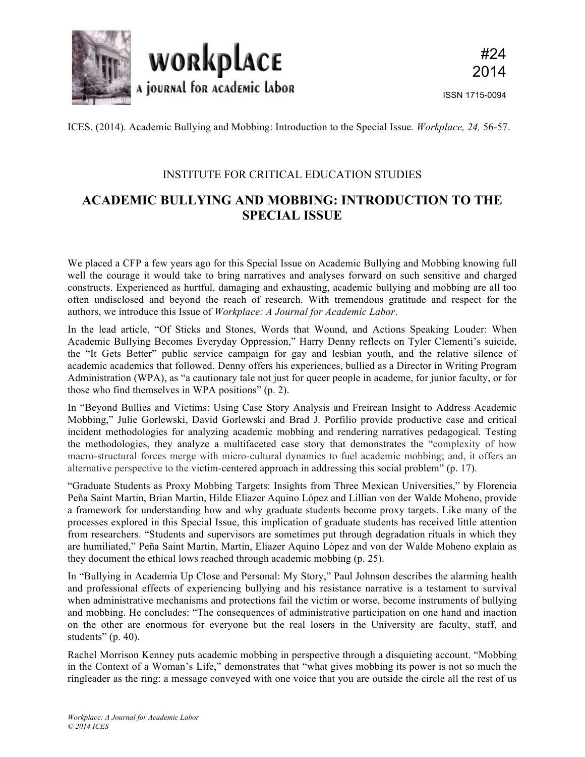# workplace

## a journal for academic labor

#24
2014

ISSN 1715-0094

ICES. (2014). Academic Bullying and Mobbing: Introduction to the Special Issue. *Workplace, 24,* 56-57.

INSTITUTE FOR CRITICAL EDUCATION STUDIES

## ACADEMIC BULLYING AND MOBBING: INTRODUCTION TO THE SPECIAL ISSUE

We placed a CFP a few years ago for this Special Issue on Academic Bullying and Mobbing knowing full well the courage it would take to bring narratives and analyses forward on such sensitive and charged constructs. Experienced as hurtful, damaging and exhausting, academic bullying and mobbing are all too often undisclosed and beyond the reach of research. With tremendous gratitude and respect for the authors, we introduce this Issue of *Workplace: A Journal for Academic Labor*.

In the lead article, "Of Sticks and Stones, Words that Wound, and Actions Speaking Louder: When Academic Bullying Becomes Everyday Oppression," Harry Denny reflects on Tyler Clementi's suicide, the "It Gets Better" public service campaign for gay and lesbian youth, and the relative silence of academic academics that followed. Denny offers his experiences, bullied as a Director in Writing Program Administration (WPA), as "a cautionary tale not just for queer people in academe, for junior faculty, or for those who find themselves in WPA positions" (p. 2).

In "Beyond Bullies and Victims: Using Case Story Analysis and Freirean Insight to Address Academic Mobbing," Julie Gorlewski, David Gorlewski and Brad J. Porfilio provide productive case and critical incident methodologies for analyzing academic mobbing and rendering narratives pedagogical. Testing the methodologies, they analyze a multifaceted case story that demonstrates the "complexity of how macro-structural forces merge with micro-cultural dynamics to fuel academic mobbing; and, it offers an alternative perspective to the victim-centered approach in addressing this social problem" (p. 17).

"Graduate Students as Proxy Mobbing Targets: Insights from Three Mexican Universities," by Florencia Peña Saint Martin, Brian Martin, Hilde Eliazer Aquino López and Lillian von der Walde Moheno, provide a framework for understanding how and why graduate students become proxy targets. Like many of the processes explored in this Special Issue, this implication of graduate students has received little attention from researchers. "Students and supervisors are sometimes put through degradation rituals in which they are humiliated," Peña Saint Martin, Martin, Eliazer Aquino López and von der Walde Moheno explain as they document the ethical lows reached through academic mobbing (p. 25).

In "Bullying in Academia Up Close and Personal: My Story," Paul Johnson describes the alarming health and professional effects of experiencing bullying and his resistance narrative is a testament to survival when administrative mechanisms and protections fail the victim or worse, become instruments of bullying and mobbing. He concludes: "The consequences of administrative participation on one hand and inaction on the other are enormous for everyone but the real losers in the University are faculty, staff, and students" (p. 40).

Rachel Morrison Kenney puts academic mobbing in perspective through a disquieting account. "Mobbing in the Context of a Woman's Life," demonstrates that "what gives mobbing its power is not so much the ringleader as the ring: a message conveyed with one voice that you are outside the circle all the rest of us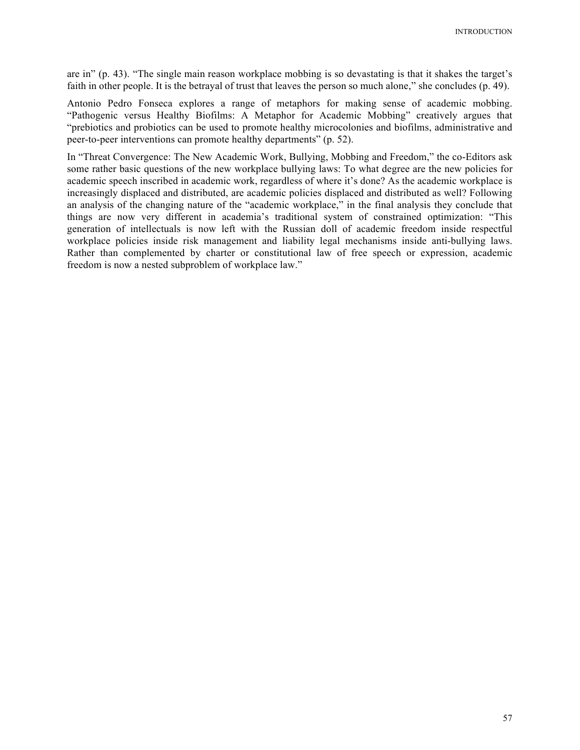are in" (p. 43). "The single main reason workplace mobbing is so devastating is that it shakes the target's faith in other people. It is the betrayal of trust that leaves the person so much alone," she concludes (p. 49).

Antonio Pedro Fonseca explores a range of metaphors for making sense of academic mobbing. "Pathogenic versus Healthy Biofilms: A Metaphor for Academic Mobbing" creatively argues that "prebiotics and probiotics can be used to promote healthy microcolonies and biofilms, administrative and peer-to-peer interventions can promote healthy departments" (p. 52).

In "Threat Convergence: The New Academic Work, Bullying, Mobbing and Freedom," the co-Editors ask some rather basic questions of the new workplace bullying laws: To what degree are the new policies for academic speech inscribed in academic work, regardless of where it's done? As the academic workplace is increasingly displaced and distributed, are academic policies displaced and distributed as well? Following an analysis of the changing nature of the "academic workplace," in the final analysis they conclude that things are now very different in academia's traditional system of constrained optimization: "This generation of intellectuals is now left with the Russian doll of academic freedom inside respectful workplace policies inside risk management and liability legal mechanisms inside anti-bullying laws. Rather than complemented by charter or constitutional law of free speech or expression, academic freedom is now a nested subproblem of workplace law."